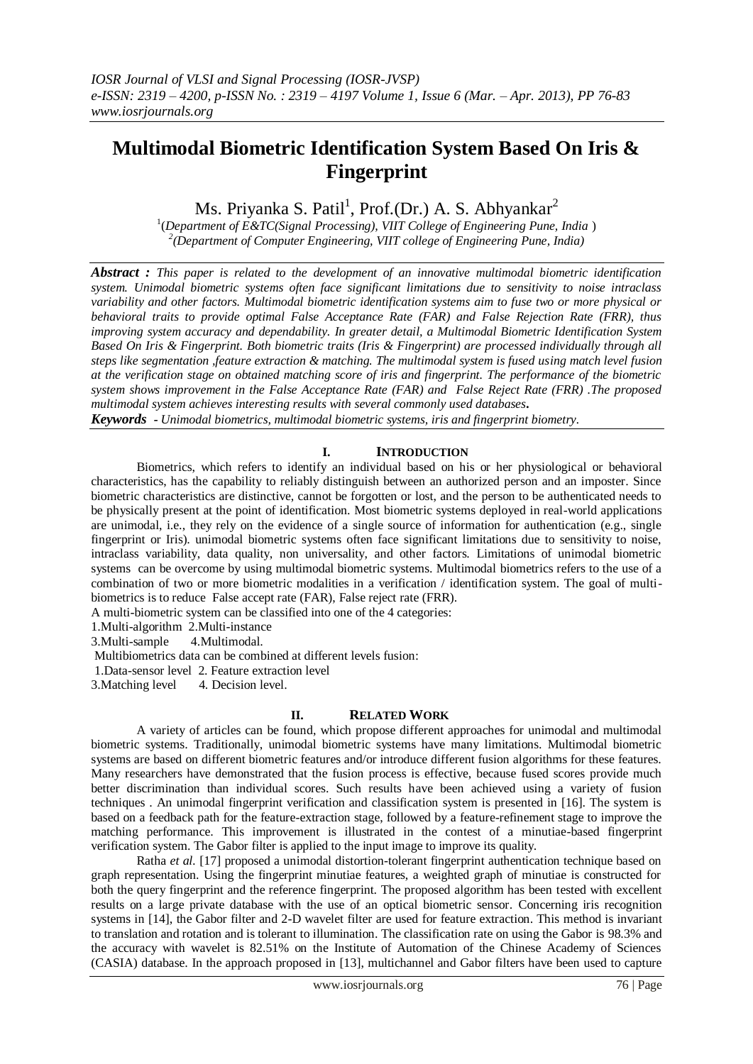# Multimodal Biometric Identification System Based On Iris & Fingerprint

Ms. Priyanka S. Patil[1], Prof.(Dr.) A. S. Abhyankar[2]

[1](*Department of E&TC(Signal Processing), VIIT College of Engineering Pune, India* )
[2]*(Department of Computer Engineering, VIIT college of Engineering Pune, India)*

***Abstract :*** *This paper is related to the development of an innovative multimodal biometric identification system. Unimodal biometric systems often face significant limitations due to sensitivity to noise intraclass variability and other factors. Multimodal biometric identification systems aim to fuse two or more physical or behavioral traits to provide optimal False Acceptance Rate (FAR) and False Rejection Rate (FRR), thus improving system accuracy and dependability. In greater detail, a Multimodal Biometric Identification System Based On Iris & Fingerprint. Both biometric traits (Iris & Fingerprint) are processed individually through all steps like segmentation ,feature extraction & matching. The multimodal system is fused using match level fusion at the verification stage on obtained matching score of iris and fingerprint. The performance of the biometric system shows improvement in the False Acceptance Rate (FAR) and False Reject Rate (FRR) .The proposed multimodal system achieves interesting results with several commonly used databases.*

***Keywords*** *- Unimodal biometrics, multimodal biometric systems, iris and fingerprint biometry.*

## I. Introduction

Biometrics, which refers to identify an individual based on his or her physiological or behavioral characteristics, has the capability to reliably distinguish between an authorized person and an imposter. Since biometric characteristics are distinctive, cannot be forgotten or lost, and the person to be authenticated needs to be physically present at the point of identification. Most biometric systems deployed in real-world applications are unimodal, i.e., they rely on the evidence of a single source of information for authentication (e.g., single fingerprint or Iris). unimodal biometric systems often face significant limitations due to sensitivity to noise, intraclass variability, data quality, non universality, and other factors. Limitations of unimodal biometric systems can be overcome by using multimodal biometric systems. Multimodal biometrics refers to the use of a combination of two or more biometric modalities in a verification / identification system. The goal of multi-biometrics is to reduce False accept rate (FAR), False reject rate (FRR).

A multi-biometric system can be classified into one of the 4 categories:

1.Multi-algorithm 2.Multi-instance
3.Multi-sample 4.Multimodal.

Multibiometrics data can be combined at different levels fusion:

1.Data-sensor level 2. Feature extraction level
3.Matching level 4. Decision level.

## II. Related Work

A variety of articles can be found, which propose different approaches for unimodal and multimodal biometric systems. Traditionally, unimodal biometric systems have many limitations. Multimodal biometric systems are based on different biometric features and/or introduce different fusion algorithms for these features. Many researchers have demonstrated that the fusion process is effective, because fused scores provide much better discrimination than individual scores. Such results have been achieved using a variety of fusion techniques . An unimodal fingerprint verification and classification system is presented in [16]. The system is based on a feedback path for the feature-extraction stage, followed by a feature-refinement stage to improve the matching performance. This improvement is illustrated in the contest of a minutiae-based fingerprint verification system. The Gabor filter is applied to the input image to improve its quality.

Ratha *et al.* [17] proposed a unimodal distortion-tolerant fingerprint authentication technique based on graph representation. Using the fingerprint minutiae features, a weighted graph of minutiae is constructed for both the query fingerprint and the reference fingerprint. The proposed algorithm has been tested with excellent results on a large private database with the use of an optical biometric sensor. Concerning iris recognition systems in [14], the Gabor filter and 2-D wavelet filter are used for feature extraction. This method is invariant to translation and rotation and is tolerant to illumination. The classification rate on using the Gabor is 98.3% and the accuracy with wavelet is 82.51% on the Institute of Automation of the Chinese Academy of Sciences (CASIA) database. In the approach proposed in [13], multichannel and Gabor filters have been used to capture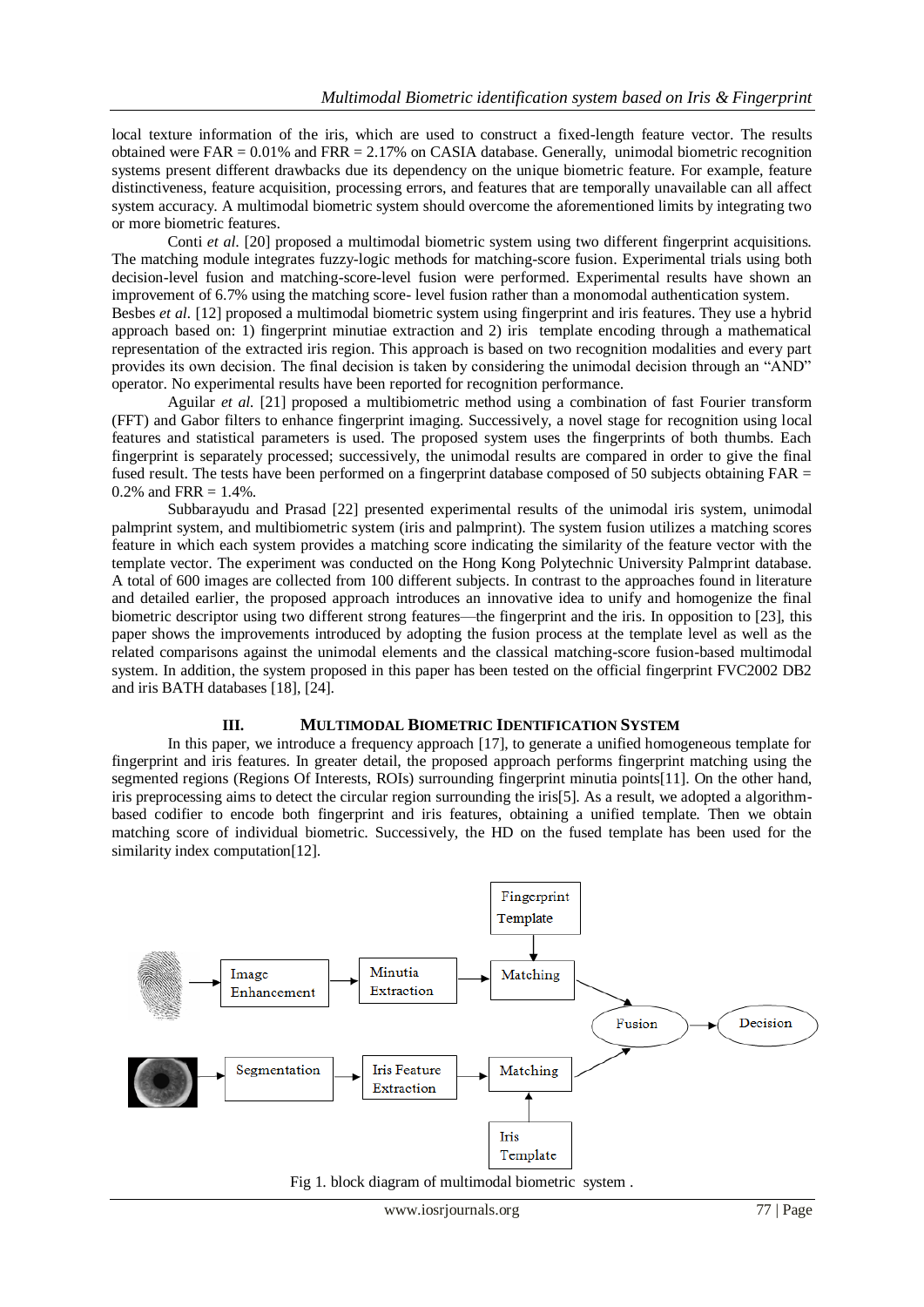local texture information of the iris, which are used to construct a fixed-length feature vector. The results obtained were FAR = 0.01% and FRR = 2.17% on CASIA database. Generally, unimodal biometric recognition systems present different drawbacks due its dependency on the unique biometric feature. For example, feature distinctiveness, feature acquisition, processing errors, and features that are temporally unavailable can all affect system accuracy. A multimodal biometric system should overcome the aforementioned limits by integrating two or more biometric features.

Conti *et al.* [20] proposed a multimodal biometric system using two different fingerprint acquisitions. The matching module integrates fuzzy-logic methods for matching-score fusion. Experimental trials using both decision-level fusion and matching-score-level fusion were performed. Experimental results have shown an improvement of 6.7% using the matching score- level fusion rather than a monomodal authentication system.

Besbes *et al.* [12] proposed a multimodal biometric system using fingerprint and iris features. They use a hybrid approach based on: 1) fingerprint minutiae extraction and 2) iris template encoding through a mathematical representation of the extracted iris region. This approach is based on two recognition modalities and every part provides its own decision. The final decision is taken by considering the unimodal decision through an "AND" operator. No experimental results have been reported for recognition performance.

Aguilar *et al.* [21] proposed a multibiometric method using a combination of fast Fourier transform (FFT) and Gabor filters to enhance fingerprint imaging. Successively, a novel stage for recognition using local features and statistical parameters is used. The proposed system uses the fingerprints of both thumbs. Each fingerprint is separately processed; successively, the unimodal results are compared in order to give the final fused result. The tests have been performed on a fingerprint database composed of 50 subjects obtaining FAR = 0.2% and FRR = 1.4%.

Subbarayudu and Prasad [22] presented experimental results of the unimodal iris system, unimodal palmprint system, and multibiometric system (iris and palmprint). The system fusion utilizes a matching scores feature in which each system provides a matching score indicating the similarity of the feature vector with the template vector. The experiment was conducted on the Hong Kong Polytechnic University Palmprint database. A total of 600 images are collected from 100 different subjects. In contrast to the approaches found in literature and detailed earlier, the proposed approach introduces an innovative idea to unify and homogenize the final biometric descriptor using two different strong features—the fingerprint and the iris. In opposition to [23], this paper shows the improvements introduced by adopting the fusion process at the template level as well as the related comparisons against the unimodal elements and the classical matching-score fusion-based multimodal system. In addition, the system proposed in this paper has been tested on the official fingerprint FVC2002 DB2 and iris BATH databases [18], [24].

## III. MULTIMODAL BIOMETRIC IDENTIFICATION SYSTEM

In this paper, we introduce a frequency approach [17], to generate a unified homogeneous template for fingerprint and iris features. In greater detail, the proposed approach performs fingerprint matching using the segmented regions (Regions Of Interests, ROIs) surrounding fingerprint minutia points[11]. On the other hand, iris preprocessing aims to detect the circular region surrounding the iris[5]. As a result, we adopted a algorithm-based codifier to encode both fingerprint and iris features, obtaining a unified template. Then we obtain matching score of individual biometric. Successively, the HD on the fused template has been used for the similarity index computation[12].

Fig 1. block diagram of multimodal biometric system .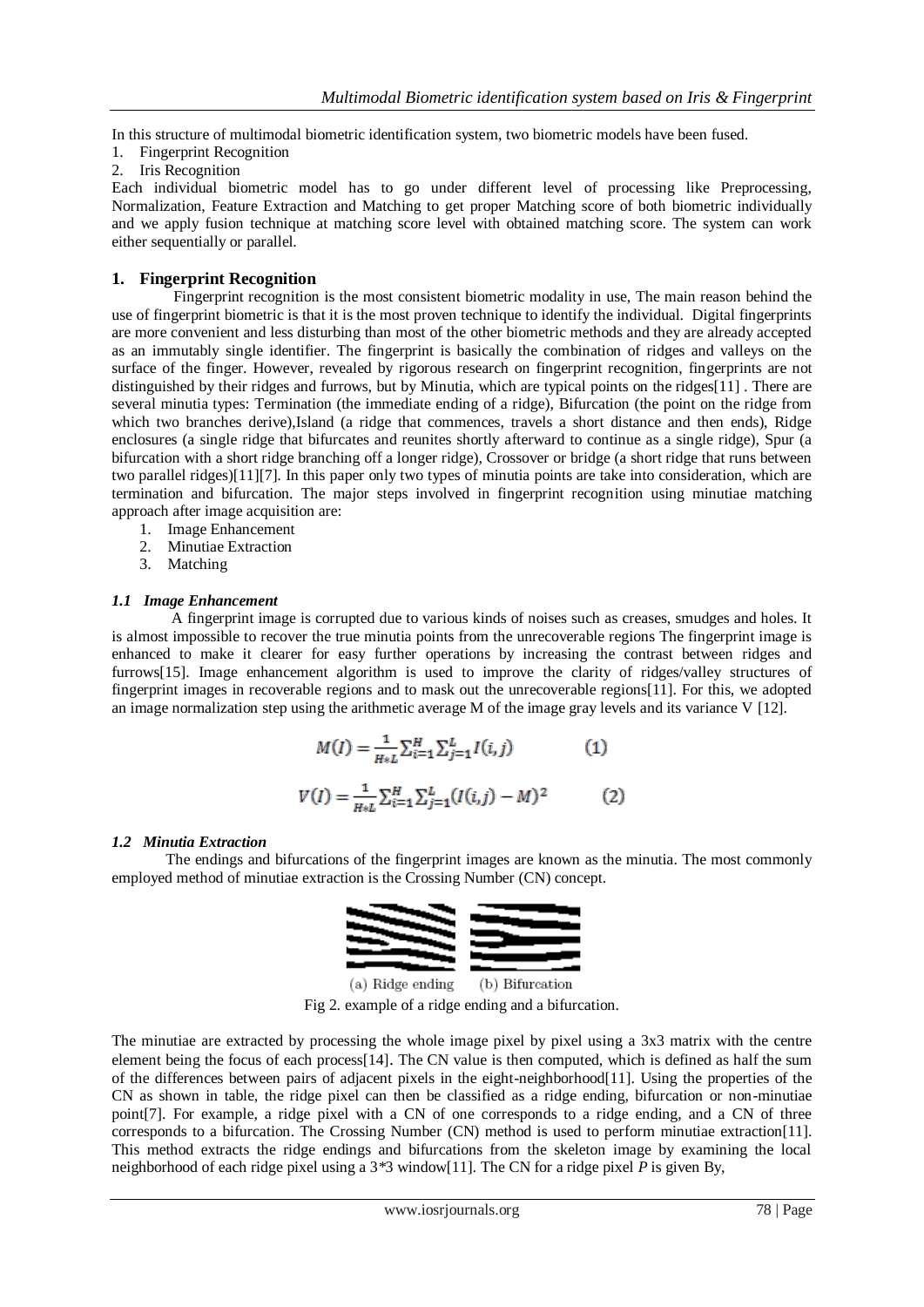In this structure of multimodal biometric identification system, two biometric models have been fused.

1. Fingerprint Recognition
2. Iris Recognition

Each individual biometric model has to go under different level of processing like Preprocessing, Normalization, Feature Extraction and Matching to get proper Matching score of both biometric individually and we apply fusion technique at matching score level with obtained matching score. The system can work either sequentially or parallel.

## 1. Fingerprint Recognition

Fingerprint recognition is the most consistent biometric modality in use, The main reason behind the use of fingerprint biometric is that it is the most proven technique to identify the individual. Digital fingerprints are more convenient and less disturbing than most of the other biometric methods and they are already accepted as an immutably single identifier. The fingerprint is basically the combination of ridges and valleys on the surface of the finger. However, revealed by rigorous research on fingerprint recognition, fingerprints are not distinguished by their ridges and furrows, but by Minutia, which are typical points on the ridges[11] . There are several minutia types: Termination (the immediate ending of a ridge), Bifurcation (the point on the ridge from which two branches derive),Island (a ridge that commences, travels a short distance and then ends), Ridge enclosures (a single ridge that bifurcates and reunites shortly afterward to continue as a single ridge), Spur (a bifurcation with a short ridge branching off a longer ridge), Crossover or bridge (a short ridge that runs between two parallel ridges)[11][7]. In this paper only two types of minutia points are take into consideration, which are termination and bifurcation. The major steps involved in fingerprint recognition using minutiae matching approach after image acquisition are:

1. Image Enhancement
2. Minutiae Extraction
3. Matching

### *1.1 Image Enhancement*

A fingerprint image is corrupted due to various kinds of noises such as creases, smudges and holes. It is almost impossible to recover the true minutia points from the unrecoverable regions The fingerprint image is enhanced to make it clearer for easy further operations by increasing the contrast between ridges and furrows[15]. Image enhancement algorithm is used to improve the clarity of ridges/valley structures of fingerprint images in recoverable regions and to mask out the unrecoverable regions[11]. For this, we adopted an image normalization step using the arithmetic average M of the image gray levels and its variance V [12].

$$M(I) = \frac{1}{H*L}\sum_{i=1}^{H}\sum_{j=1}^{L} I(i,j) \qquad (1)$$

$$V(I) = \frac{1}{H*L}\sum_{i=1}^{H}\sum_{j=1}^{L} (I(i,j) - M)^2 \qquad (2)$$

### *1.2 Minutia Extraction*

The endings and bifurcations of the fingerprint images are known as the minutia. The most commonly employed method of minutiae extraction is the Crossing Number (CN) concept.

(a) Ridge ending (b) Bifurcation

Fig 2. example of a ridge ending and a bifurcation.

The minutiae are extracted by processing the whole image pixel by pixel using a 3x3 matrix with the centre element being the focus of each process[14]. The CN value is then computed, which is defined as half the sum of the differences between pairs of adjacent pixels in the eight-neighborhood[11]. Using the properties of the CN as shown in table, the ridge pixel can then be classified as a ridge ending, bifurcation or non-minutiae point[7]. For example, a ridge pixel with a CN of one corresponds to a ridge ending, and a CN of three corresponds to a bifurcation. The Crossing Number (CN) method is used to perform minutiae extraction[11]. This method extracts the ridge endings and bifurcations from the skeleton image by examining the local neighborhood of each ridge pixel using a 3*3 window[11]. The CN for a ridge pixel *P* is given By,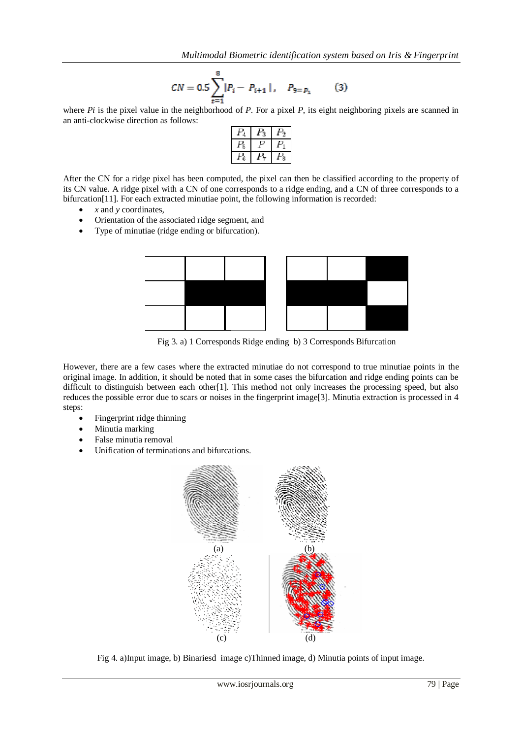$$CN = 0.5 \sum_{i=1}^{8} |P_i - P_{i+1}|, \quad P_9 = P_1 \qquad (3)$$

where $P_i$ is the pixel value in the neighborhood of $P$. For a pixel $P$, its eight neighboring pixels are scanned in an anti-clockwise direction as follows:

| $P_4$ | $P_3$ | $P_2$ |
|---|---|---|
| $P_5$ | $P$ | $P_1$ |
| $P_6$ | $P_7$ | $P_8$ |

After the CN for a ridge pixel has been computed, the pixel can then be classified according to the property of its CN value. A ridge pixel with a CN of one corresponds to a ridge ending, and a CN of three corresponds to a bifurcation[11]. For each extracted minutiae point, the following information is recorded:

- *x* and *y* coordinates,
- Orientation of the associated ridge segment, and
- Type of minutiae (ridge ending or bifurcation).

Fig 3. a) 1 Corresponds Ridge ending b) 3 Corresponds Bifurcation

However, there are a few cases where the extracted minutiae do not correspond to true minutiae points in the original image. In addition, it should be noted that in some cases the bifurcation and ridge ending points can be difficult to distinguish between each other[1]. This method not only increases the processing speed, but also reduces the possible error due to scars or noises in the fingerprint image[3]. Minutia extraction is processed in 4 steps:

- Fingerprint ridge thinning
- Minutia marking
- False minutia removal
- Unification of terminations and bifurcations.

Fig 4. a)Input image, b) Binariesd image c)Thinned image, d) Minutia points of input image.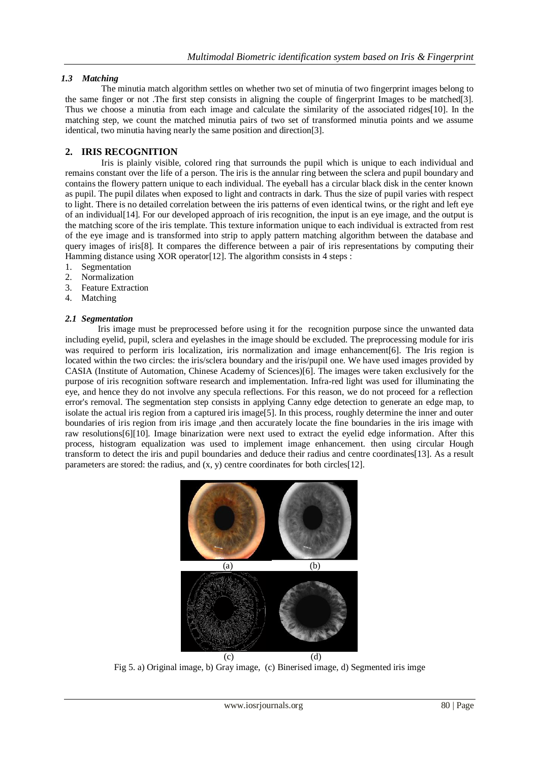### *1.3 Matching*

The minutia match algorithm settles on whether two set of minutia of two fingerprint images belong to the same finger or not .The first step consists in aligning the couple of fingerprint Images to be matched[3]. Thus we choose a minutia from each image and calculate the similarity of the associated ridges[10]. In the matching step, we count the matched minutia pairs of two set of transformed minutia points and we assume identical, two minutia having nearly the same position and direction[3].

## 2. IRIS RECOGNITION

Iris is plainly visible, colored ring that surrounds the pupil which is unique to each individual and remains constant over the life of a person. The iris is the annular ring between the sclera and pupil boundary and contains the flowery pattern unique to each individual. The eyeball has a circular black disk in the center known as pupil. The pupil dilates when exposed to light and contracts in dark. Thus the size of pupil varies with respect to light. There is no detailed correlation between the iris patterns of even identical twins, or the right and left eye of an individual[14]. For our developed approach of iris recognition, the input is an eye image, and the output is the matching score of the iris template. This texture information unique to each individual is extracted from rest of the eye image and is transformed into strip to apply pattern matching algorithm between the database and query images of iris[8]. It compares the difference between a pair of iris representations by computing their Hamming distance using XOR operator[12]. The algorithm consists in 4 steps :

1. Segmentation
2. Normalization
3. Feature Extraction
4. Matching

### *2.1 Segmentation*

Iris image must be preprocessed before using it for the recognition purpose since the unwanted data including eyelid, pupil, sclera and eyelashes in the image should be excluded. The preprocessing module for iris was required to perform iris localization, iris normalization and image enhancement[6]. The Iris region is located within the two circles: the iris/sclera boundary and the iris/pupil one. We have used images provided by CASIA (Institute of Automation, Chinese Academy of Sciences)[6]. The images were taken exclusively for the purpose of iris recognition software research and implementation. Infra-red light was used for illuminating the eye, and hence they do not involve any specula reflections. For this reason, we do not proceed for a reflection error's removal. The segmentation step consists in applying Canny edge detection to generate an edge map, to isolate the actual iris region from a captured iris image[5]. In this process, roughly determine the inner and outer boundaries of iris region from iris image ,and then accurately locate the fine boundaries in the iris image with raw resolutions[6][10]. Image binarization were next used to extract the eyelid edge information. After this process, histogram equalization was used to implement image enhancement. then using circular Hough transform to detect the iris and pupil boundaries and deduce their radius and centre coordinates[13]. As a result parameters are stored: the radius, and (x, y) centre coordinates for both circles[12].

(a) (b)

(c) (d)

Fig 5. a) Original image, b) Gray image, (c) Binerised image, d) Segmented iris imge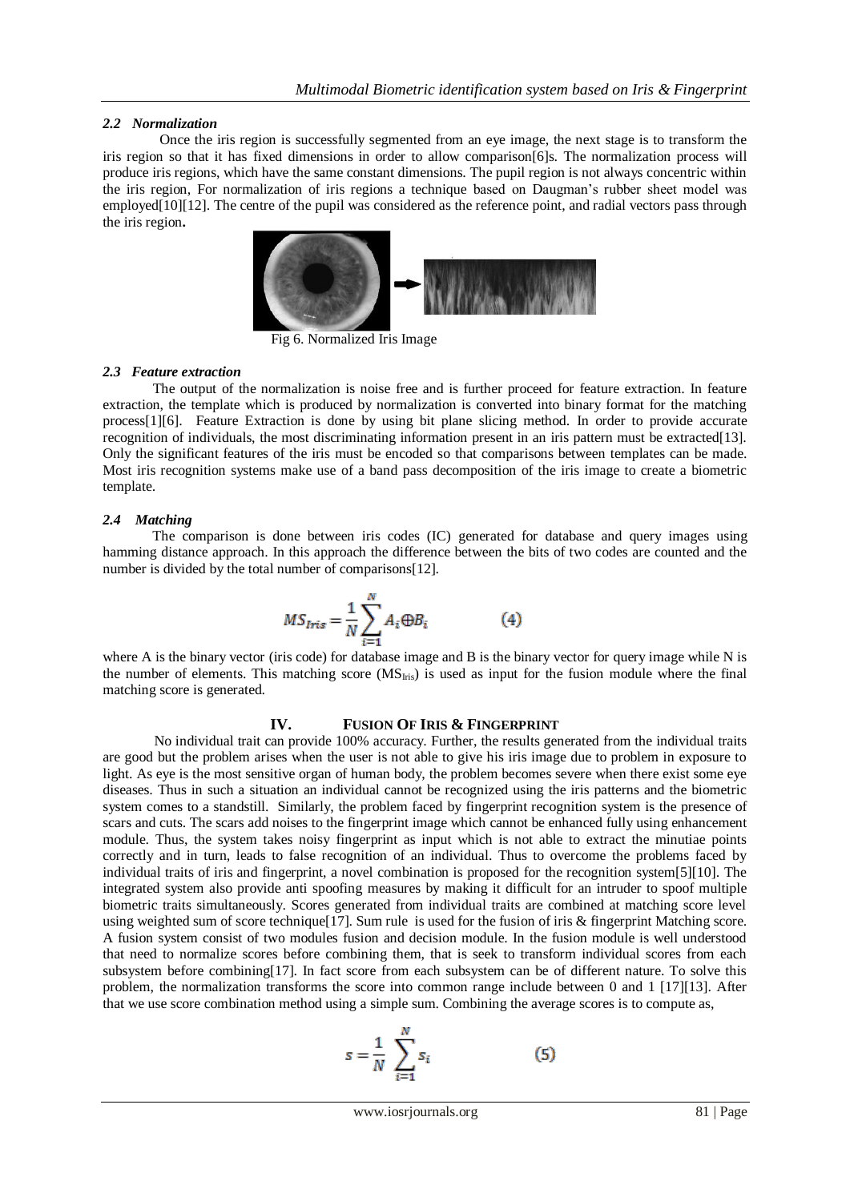### *2.2 Normalization*

Once the iris region is successfully segmented from an eye image, the next stage is to transform the iris region so that it has fixed dimensions in order to allow comparison[6]s. The normalization process will produce iris regions, which have the same constant dimensions. The pupil region is not always concentric within the iris region, For normalization of iris regions a technique based on Daugman's rubber sheet model was employed[10][12]. The centre of the pupil was considered as the reference point, and radial vectors pass through the iris region**.**

Fig 6. Normalized Iris Image

### *2.3 Feature extraction*

The output of the normalization is noise free and is further proceed for feature extraction. In feature extraction, the template which is produced by normalization is converted into binary format for the matching process[1][6]. Feature Extraction is done by using bit plane slicing method. In order to provide accurate recognition of individuals, the most discriminating information present in an iris pattern must be extracted[13]. Only the significant features of the iris must be encoded so that comparisons between templates can be made. Most iris recognition systems make use of a band pass decomposition of the iris image to create a biometric template.

### *2.4 Matching*

The comparison is done between iris codes (IC) generated for database and query images using hamming distance approach. In this approach the difference between the bits of two codes are counted and the number is divided by the total number of comparisons[12].

$$MS_{Iris} = \frac{1}{N}\sum_{i=1}^{N} A_i \oplus B_i \qquad (4)$$

where A is the binary vector (iris code) for database image and B is the binary vector for query image while N is the number of elements. This matching score ($MS_{Iris}$) is used as input for the fusion module where the final matching score is generated.

## IV. FUSION OF IRIS & FINGERPRINT

No individual trait can provide 100% accuracy. Further, the results generated from the individual traits are good but the problem arises when the user is not able to give his iris image due to problem in exposure to light. As eye is the most sensitive organ of human body, the problem becomes severe when there exist some eye diseases. Thus in such a situation an individual cannot be recognized using the iris patterns and the biometric system comes to a standstill. Similarly, the problem faced by fingerprint recognition system is the presence of scars and cuts. The scars add noises to the fingerprint image which cannot be enhanced fully using enhancement module. Thus, the system takes noisy fingerprint as input which is not able to extract the minutiae points correctly and in turn, leads to false recognition of an individual. Thus to overcome the problems faced by individual traits of iris and fingerprint, a novel combination is proposed for the recognition system[5][10]. The integrated system also provide anti spoofing measures by making it difficult for an intruder to spoof multiple biometric traits simultaneously. Scores generated from individual traits are combined at matching score level using weighted sum of score technique[17]. Sum rule is used for the fusion of iris & fingerprint Matching score. A fusion system consist of two modules fusion and decision module. In the fusion module is well understood that need to normalize scores before combining them, that is seek to transform individual scores from each subsystem before combining[17]. In fact score from each subsystem can be of different nature. To solve this problem, the normalization transforms the score into common range include between 0 and 1 [17][13]. After that we use score combination method using a simple sum. Combining the average scores is to compute as,

$$s = \frac{1}{N}\sum_{i=1}^{N} s_i \qquad (5)$$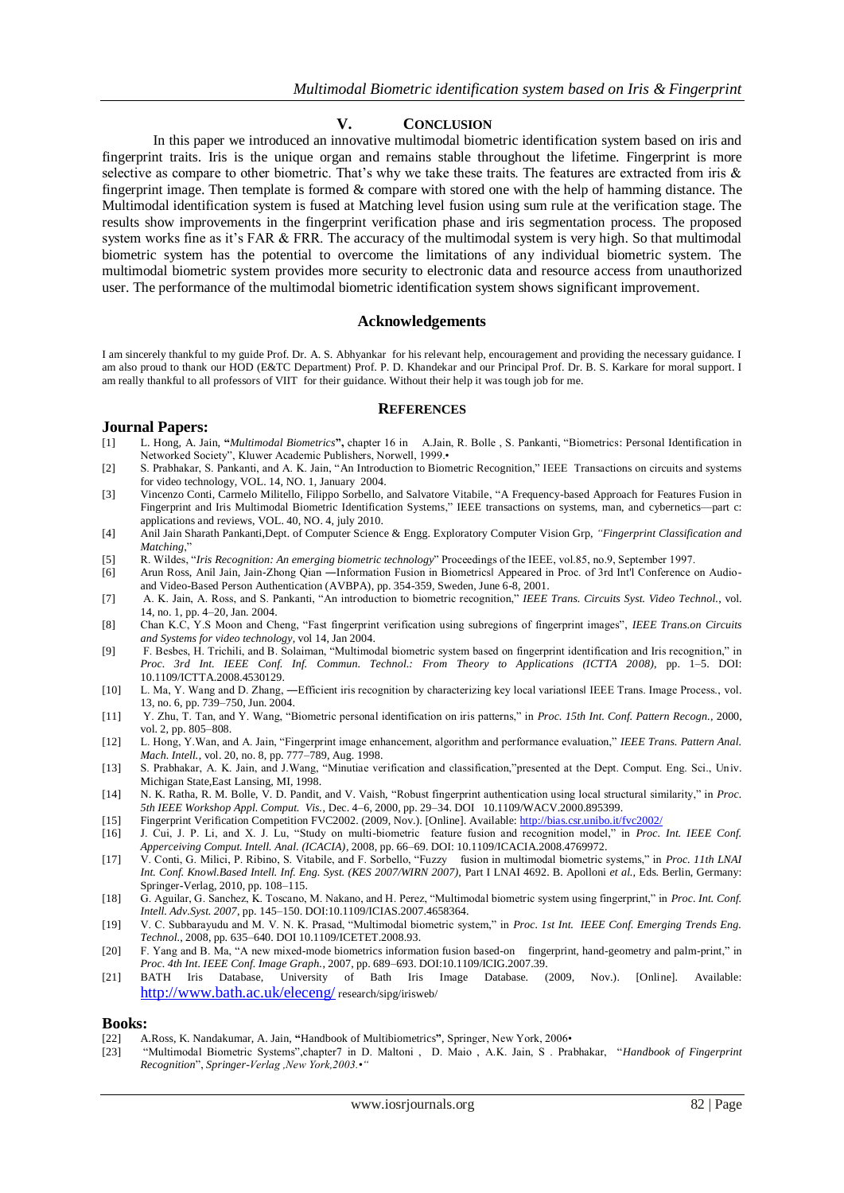## V. CONCLUSION

In this paper we introduced an innovative multimodal biometric identification system based on iris and fingerprint traits. Iris is the unique organ and remains stable throughout the lifetime. Fingerprint is more selective as compare to other biometric. That's why we take these traits. The features are extracted from iris & fingerprint image. Then template is formed & compare with stored one with the help of hamming distance. The Multimodal identification system is fused at Matching level fusion using sum rule at the verification stage. The results show improvements in the fingerprint verification phase and iris segmentation process. The proposed system works fine as it's FAR & FRR. The accuracy of the multimodal system is very high. So that multimodal biometric system has the potential to overcome the limitations of any individual biometric system. The multimodal biometric system provides more security to electronic data and resource access from unauthorized user. The performance of the multimodal biometric identification system shows significant improvement.

## Acknowledgements

I am sincerely thankful to my guide Prof. Dr. A. S. Abhyankar for his relevant help, encouragement and providing the necessary guidance. I am also proud to thank our HOD (E&TC Department) Prof. P. D. Khandekar and our Principal Prof. Dr. B. S. Karkare for moral support. I am really thankful to all professors of VIIT for their guidance. Without their help it was tough job for me.

## REFERENCES

### Journal Papers:

[1] L. Hong, A. Jain, "*Multimodal Biometrics*", chapter 16 in A.Jain, R. Bolle , S. Pankanti, "Biometrics: Personal Identification in Networked Society", Kluwer Academic Publishers, Norwell, 1999.•

[2] S. Prabhakar, S. Pankanti, and A. K. Jain, "An Introduction to Biometric Recognition," IEEE Transactions on circuits and systems for video technology, VOL. 14, NO. 1, January 2004.

[3] Vincenzo Conti, Carmelo Militello, Filippo Sorbello, and Salvatore Vitabile, "A Frequency-based Approach for Features Fusion in Fingerprint and Iris Multimodal Biometric Identification Systems," IEEE transactions on systems, man, and cybernetics—part c: applications and reviews, VOL. 40, NO. 4, july 2010.

[4] Anil Jain Sharath Pankanti,Dept. of Computer Science & Engg. Exploratory Computer Vision Grp, *"Fingerprint Classification and Matching*,"

[5] R. Wildes, "*Iris Recognition: An emerging biometric technology*" Proceedings of the IEEE, vol.85, no.9, September 1997.

[6] Arun Ross, Anil Jain, Jain-Zhong Qian ―Information Fusion in Biometrics‖ Appeared in Proc. of 3rd Int'l Conference on Audio- and Video-Based Person Authentication (AVBPA), pp. 354-359, Sweden, June 6-8, 2001.

[7] A. K. Jain, A. Ross, and S. Pankanti, "An introduction to biometric recognition," *IEEE Trans. Circuits Syst. Video Technol.*, vol. 14, no. 1, pp. 4–20, Jan. 2004.

[8] Chan K.C, Y.S Moon and Cheng, "Fast fingerprint verification using subregions of fingerprint images", *IEEE Trans.on Circuits and Systems for video technology*, vol 14, Jan 2004.

[9] F. Besbes, H. Trichili, and B. Solaiman, "Multimodal biometric system based on fingerprint identification and Iris recognition," in *Proc. 3rd Int. IEEE Conf. Inf. Commun. Technol.: From Theory to Applications (ICTTA 2008)*, pp. 1–5. DOI: 10.1109/ICTTA.2008.4530129.

[10] L. Ma, Y. Wang and D. Zhang, ―Efficient iris recognition by characterizing key local variations‖ IEEE Trans. Image Process., vol. 13, no. 6, pp. 739–750, Jun. 2004.

[11] Y. Zhu, T. Tan, and Y. Wang, "Biometric personal identification on iris patterns," in *Proc. 15th Int. Conf. Pattern Recogn.*, 2000, vol. 2, pp. 805–808.

[12] L. Hong, Y.Wan, and A. Jain, "Fingerprint image enhancement, algorithm and performance evaluation," *IEEE Trans. Pattern Anal. Mach. Intell.*, vol. 20, no. 8, pp. 777–789, Aug. 1998.

[13] S. Prabhakar, A. K. Jain, and J.Wang, "Minutiae verification and classification,"presented at the Dept. Comput. Eng. Sci., Univ. Michigan State,East Lansing, MI, 1998.

[14] N. K. Ratha, R. M. Bolle, V. D. Pandit, and V. Vaish, "Robust fingerprint authentication using local structural similarity," in *Proc. 5th IEEE Workshop Appl. Comput. Vis.*, Dec. 4–6, 2000, pp. 29–34. DOI 10.1109/WACV.2000.895399.

[15] Fingerprint Verification Competition FVC2002. (2009, Nov.). [Online]. Available: http://bias.csr.unibo.it/fvc2002/

[16] J. Cui, J. P. Li, and X. J. Lu, "Study on multi-biometric feature fusion and recognition model," in *Proc. Int. IEEE Conf. Apperceiving Comput. Intell. Anal. (ICACIA)*, 2008, pp. 66–69. DOI: 10.1109/ICACIA.2008.4769972.

[17] V. Conti, G. Milici, P. Ribino, S. Vitabile, and F. Sorbello, "Fuzzy fusion in multimodal biometric systems," in *Proc. 11th LNAI Int. Conf. Knowl.Based Intell. Inf. Eng. Syst. (KES 2007/WIRN 2007)*, Part I LNAI 4692. B. Apolloni *et al.*, Eds. Berlin, Germany: Springer-Verlag, 2010, pp. 108–115.

[18] G. Aguilar, G. Sanchez, K. Toscano, M. Nakano, and H. Perez, "Multimodal biometric system using fingerprint," in *Proc. Int. Conf. Intell. Adv.Syst. 2007*, pp. 145–150. DOI:10.1109/ICIAS.2007.4658364.

[19] V. C. Subbarayudu and M. V. N. K. Prasad, "Multimodal biometric system," in *Proc. 1st Int. IEEE Conf. Emerging Trends Eng. Technol.*, 2008, pp. 635–640. DOI 10.1109/ICETET.2008.93.

[20] F. Yang and B. Ma, "A new mixed-mode biometrics information fusion based-on fingerprint, hand-geometry and palm-print," in *Proc. 4th Int. IEEE Conf. Image Graph.*, 2007, pp. 689–693. DOI:10.1109/ICIG.2007.39.

[21] BATH Iris Database, University of Bath Iris Image Database. (2009, Nov.). [Online]. Available: http://www.bath.ac.uk/eleceng/ research/sipg/irisweb/

### Books:

[22] A.Ross, K. Nandakumar, A. Jain, "Handbook of Multibiometrics", Springer, New York, 2006•

[23] "Multimodal Biometric Systems",chapter7 in D. Maltoni , D. Maio , A.K. Jain, S . Prabhakar, "*Handbook of Fingerprint Recognition*", *Springer-Verlag ,New York,2003.•"*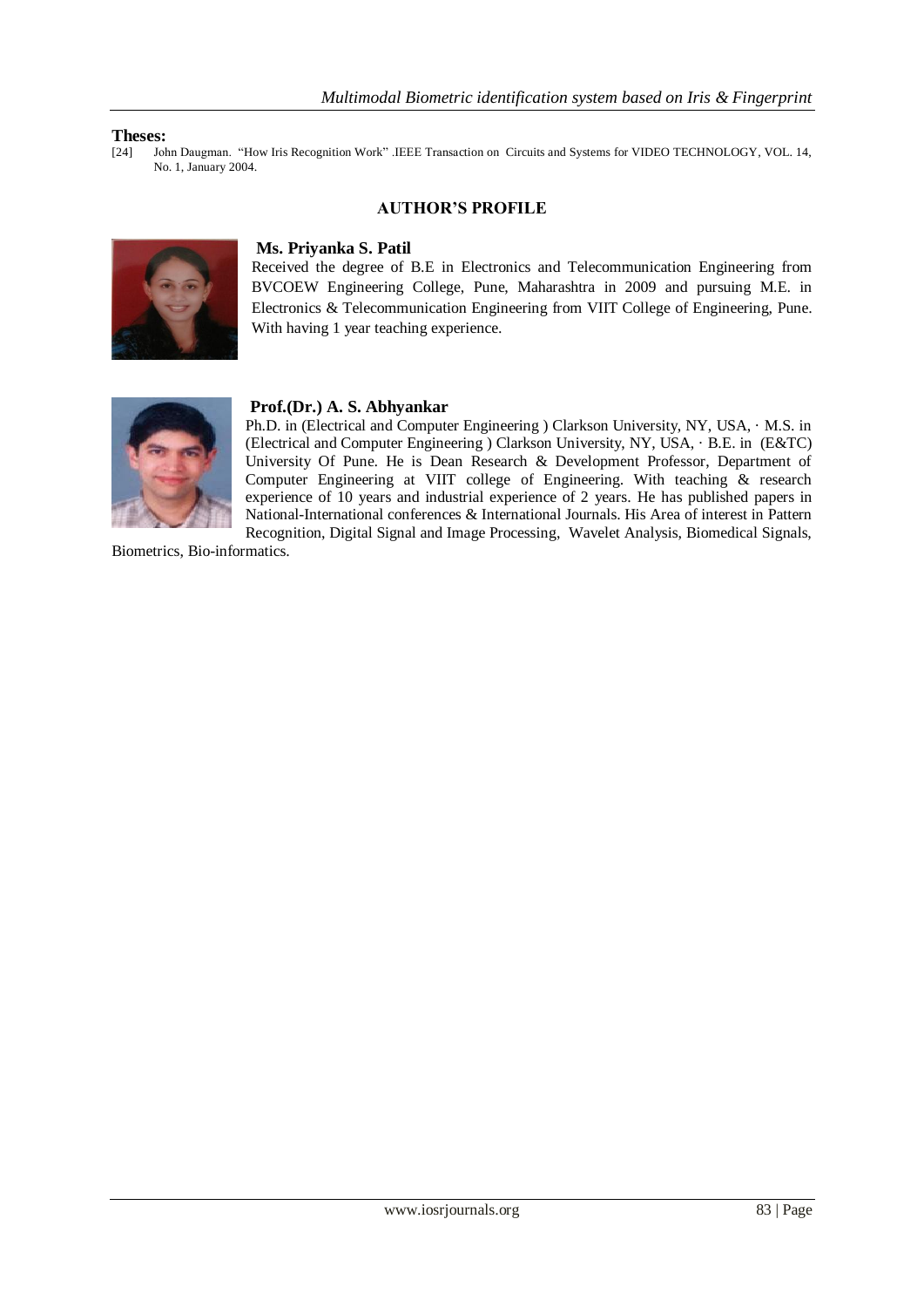**Theses:**

[24] John Daugman. "How Iris Recognition Work" .IEEE Transaction on Circuits and Systems for VIDEO TECHNOLOGY, VOL. 14, No. 1, January 2004.

## AUTHOR'S PROFILE

**Ms. Priyanka S. Patil**

Received the degree of B.E in Electronics and Telecommunication Engineering from BVCOEW Engineering College, Pune, Maharashtra in 2009 and pursuing M.E. in Electronics & Telecommunication Engineering from VIIT College of Engineering, Pune. With having 1 year teaching experience.

**Prof.(Dr.) A. S. Abhyankar**

Ph.D. in (Electrical and Computer Engineering ) Clarkson University, NY, USA, · M.S. in (Electrical and Computer Engineering ) Clarkson University, NY, USA, · B.E. in (E&TC) University Of Pune. He is Dean Research & Development Professor, Department of Computer Engineering at VIIT college of Engineering. With teaching & research experience of 10 years and industrial experience of 2 years. He has published papers in National-International conferences & International Journals. His Area of interest in Pattern Recognition, Digital Signal and Image Processing, Wavelet Analysis, Biomedical Signals, Biometrics, Bio-informatics.